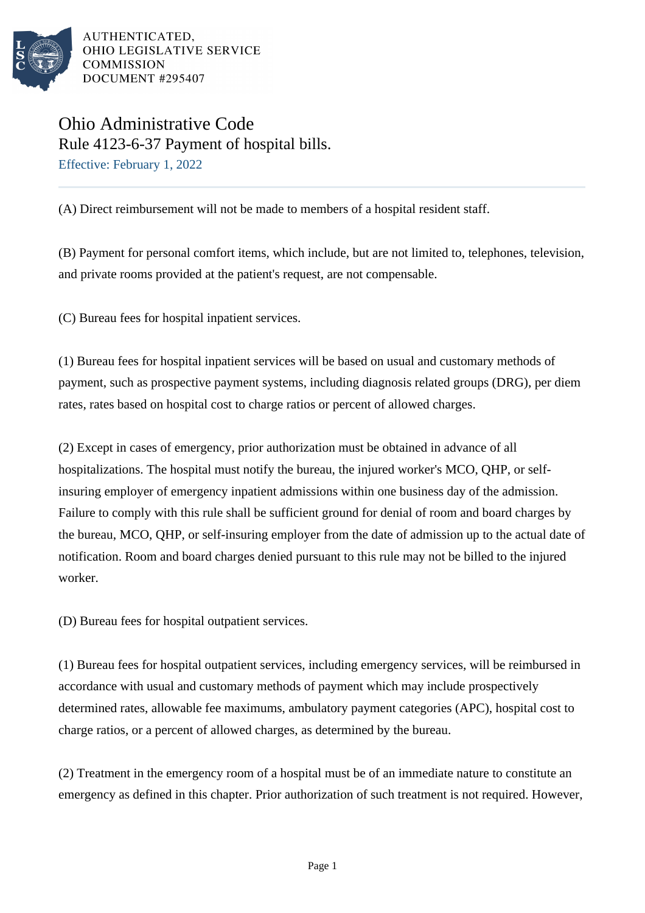AUTHENTICATED,
OHIO LEGISLATIVE SERVICE
COMMISSION
DOCUMENT #295407

# Ohio Administrative Code

## Rule 4123-6-37 Payment of hospital bills.

Effective: February 1, 2022

(A) Direct reimbursement will not be made to members of a hospital resident staff.

(B) Payment for personal comfort items, which include, but are not limited to, telephones, television, and private rooms provided at the patient's request, are not compensable.

(C) Bureau fees for hospital inpatient services.

(1) Bureau fees for hospital inpatient services will be based on usual and customary methods of payment, such as prospective payment systems, including diagnosis related groups (DRG), per diem rates, rates based on hospital cost to charge ratios or percent of allowed charges.

(2) Except in cases of emergency, prior authorization must be obtained in advance of all hospitalizations. The hospital must notify the bureau, the injured worker's MCO, QHP, or self-insuring employer of emergency inpatient admissions within one business day of the admission. Failure to comply with this rule shall be sufficient ground for denial of room and board charges by the bureau, MCO, QHP, or self-insuring employer from the date of admission up to the actual date of notification. Room and board charges denied pursuant to this rule may not be billed to the injured worker.

(D) Bureau fees for hospital outpatient services.

(1) Bureau fees for hospital outpatient services, including emergency services, will be reimbursed in accordance with usual and customary methods of payment which may include prospectively determined rates, allowable fee maximums, ambulatory payment categories (APC), hospital cost to charge ratios, or a percent of allowed charges, as determined by the bureau.

(2) Treatment in the emergency room of a hospital must be of an immediate nature to constitute an emergency as defined in this chapter. Prior authorization of such treatment is not required. However,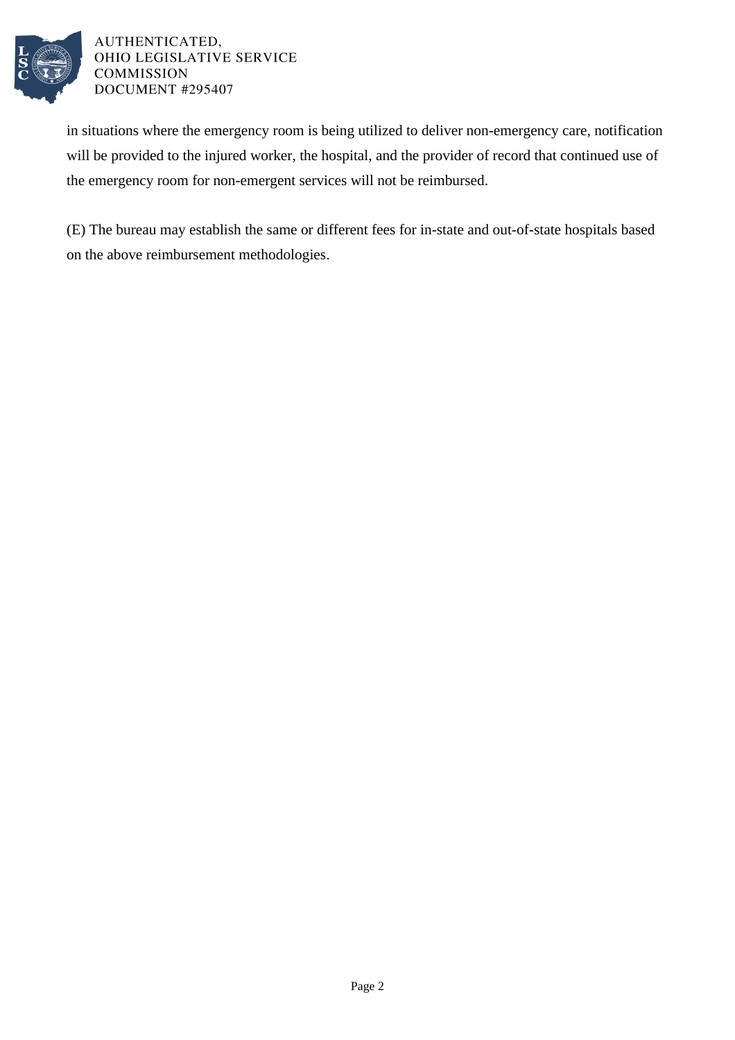in situations where the emergency room is being utilized to deliver non-emergency care, notification will be provided to the injured worker, the hospital, and the provider of record that continued use of the emergency room for non-emergent services will not be reimbursed.

(E) The bureau may establish the same or different fees for in-state and out-of-state hospitals based on the above reimbursement methodologies.